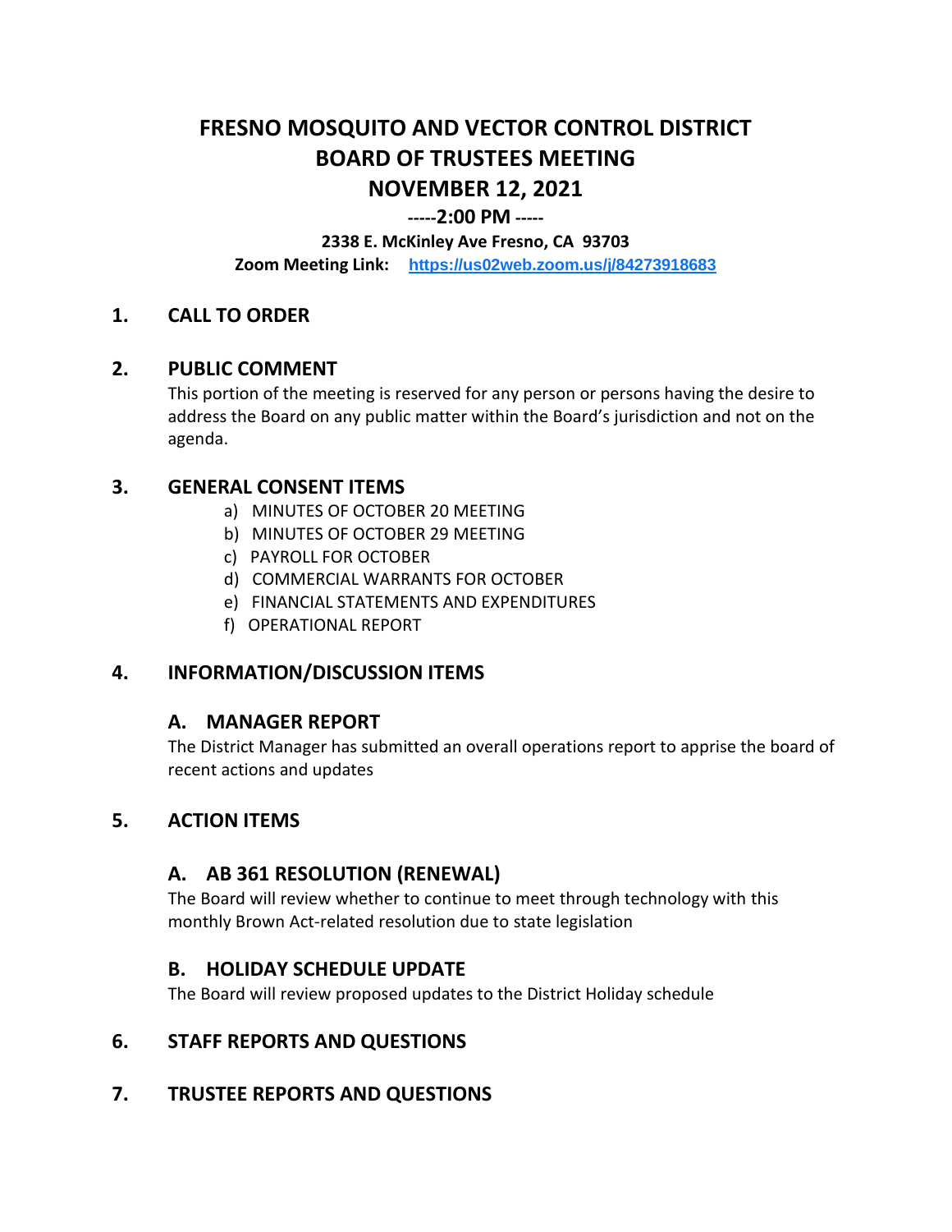# FRESNO MOSQUITO AND VECTOR CONTROL DISTRICT
# BOARD OF TRUSTEES MEETING
# NOVEMBER 12, 2021

**-----2:00 PM -----**

**2338 E. McKinley Ave Fresno, CA 93703**

**Zoom Meeting Link:** **https://us02web.zoom.us/j/84273918683**

## 1. CALL TO ORDER

## 2. PUBLIC COMMENT

This portion of the meeting is reserved for any person or persons having the desire to address the Board on any public matter within the Board's jurisdiction and not on the agenda.

## 3. GENERAL CONSENT ITEMS

a) MINUTES OF OCTOBER 20 MEETING
b) MINUTES OF OCTOBER 29 MEETING
c) PAYROLL FOR OCTOBER
d) COMMERCIAL WARRANTS FOR OCTOBER
e) FINANCIAL STATEMENTS AND EXPENDITURES
f) OPERATIONAL REPORT

## 4. INFORMATION/DISCUSSION ITEMS

### A. MANAGER REPORT

The District Manager has submitted an overall operations report to apprise the board of recent actions and updates

## 5. ACTION ITEMS

### A. AB 361 RESOLUTION (RENEWAL)

The Board will review whether to continue to meet through technology with this monthly Brown Act-related resolution due to state legislation

### B. HOLIDAY SCHEDULE UPDATE

The Board will review proposed updates to the District Holiday schedule

## 6. STAFF REPORTS AND QUESTIONS

## 7. TRUSTEE REPORTS AND QUESTIONS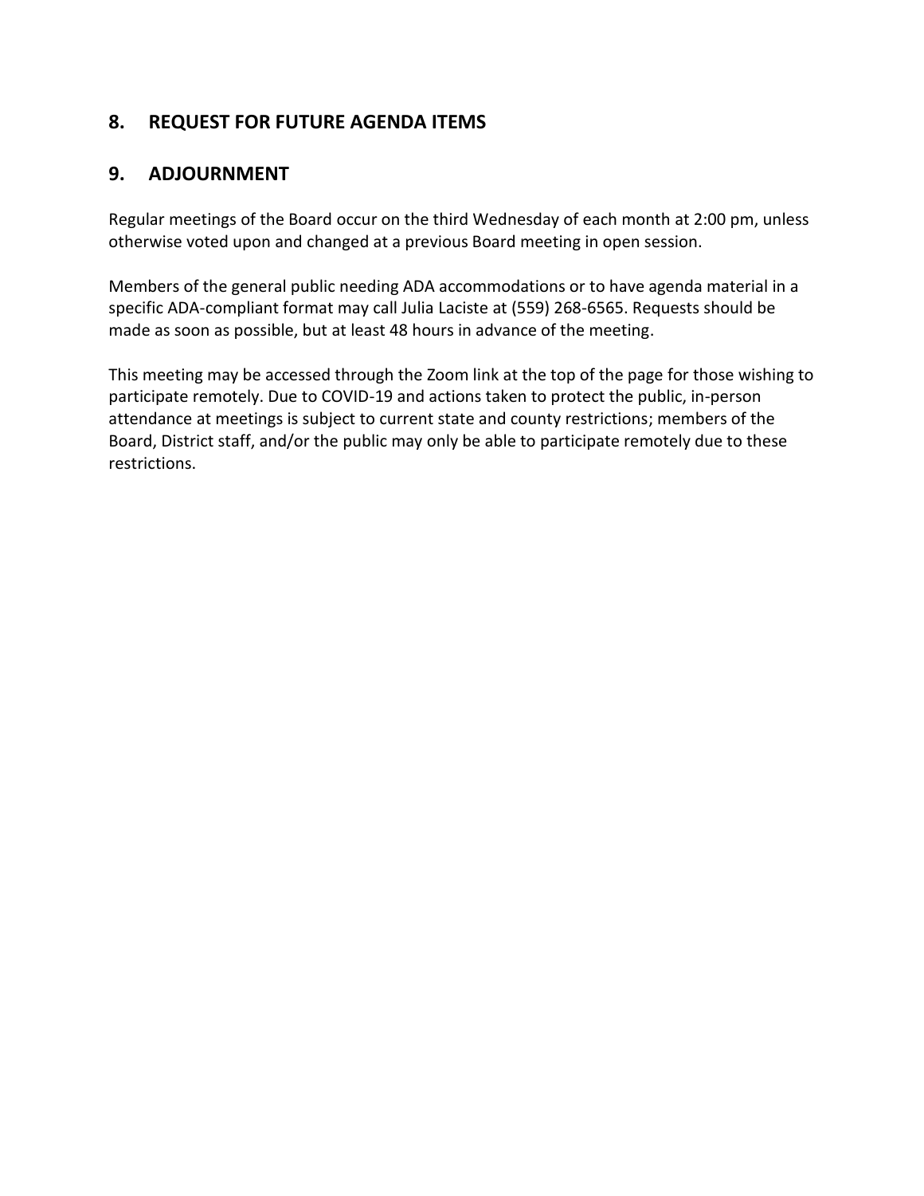## 8. REQUEST FOR FUTURE AGENDA ITEMS

## 9. ADJOURNMENT

Regular meetings of the Board occur on the third Wednesday of each month at 2:00 pm, unless otherwise voted upon and changed at a previous Board meeting in open session.

Members of the general public needing ADA accommodations or to have agenda material in a specific ADA-compliant format may call Julia Laciste at (559) 268-6565. Requests should be made as soon as possible, but at least 48 hours in advance of the meeting.

This meeting may be accessed through the Zoom link at the top of the page for those wishing to participate remotely. Due to COVID-19 and actions taken to protect the public, in-person attendance at meetings is subject to current state and county restrictions; members of the Board, District staff, and/or the public may only be able to participate remotely due to these restrictions.